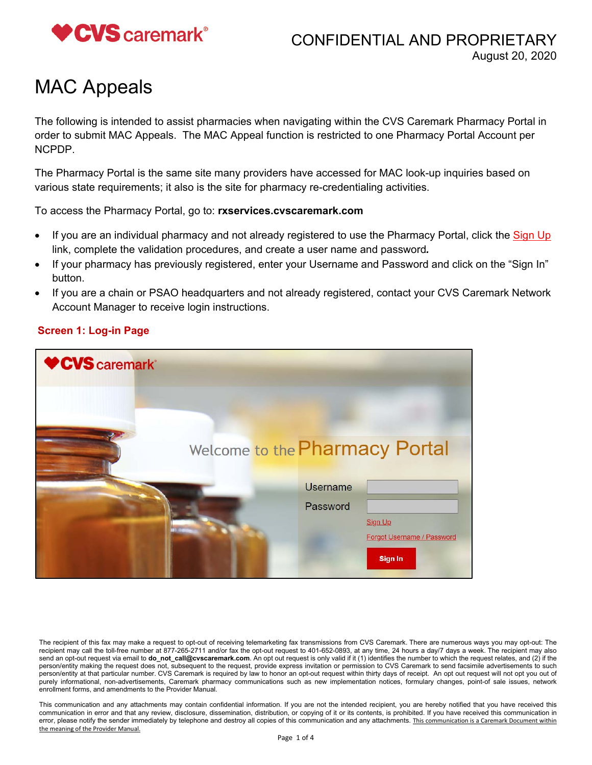CONFIDENTIAL AND PROPRIETARY
August 20, 2020

# MAC Appeals

The following is intended to assist pharmacies when navigating within the CVS Caremark Pharmacy Portal in order to submit MAC Appeals. The MAC Appeal function is restricted to one Pharmacy Portal Account per NCPDP.

The Pharmacy Portal is the same site many providers have accessed for MAC look-up inquiries based on various state requirements; it also is the site for pharmacy re-credentialing activities.

To access the Pharmacy Portal, go to: **rxservices.cvscaremark.com**

- If you are an individual pharmacy and not already registered to use the Pharmacy Portal, click the Sign Up link, complete the validation procedures, and create a user name and password.
- If your pharmacy has previously registered, enter your Username and Password and click on the "Sign In" button.
- If you are a chain or PSAO headquarters and not already registered, contact your CVS Caremark Network Account Manager to receive login instructions.

**Screen 1: Log-in Page**

Welcome to the Pharmacy Portal

Username

Password

Sign Up

Forgot Username / Password

Sign In

The recipient of this fax may make a request to opt-out of receiving telemarketing fax transmissions from CVS Caremark. There are numerous ways you may opt-out: The recipient may call the toll-free number at 877-265-2711 and/or fax the opt-out request to 401-652-0893, at any time, 24 hours a day/7 days a week. The recipient may also send an opt-out request via email to **do_not_call@cvscaremark.com**. An opt out request is only valid if it (1) identifies the number to which the request relates, and (2) if the person/entity making the request does not, subsequent to the request, provide express invitation or permission to CVS Caremark to send facsimile advertisements to such person/entity at that particular number. CVS Caremark is required by law to honor an opt-out request within thirty days of receipt. An opt out request will not opt you out of purely informational, non-advertisements, Caremark pharmacy communications such as new implementation notices, formulary changes, point-of sale issues, network enrollment forms, and amendments to the Provider Manual.

This communication and any attachments may contain confidential information. If you are not the intended recipient, you are hereby notified that you have received this communication in error and that any review, disclosure, dissemination, distribution, or copying of it or its contents, is prohibited. If you have received this communication in error, please notify the sender immediately by telephone and destroy all copies of this communication and any attachments. This communication is a Caremark Document within the meaning of the Provider Manual.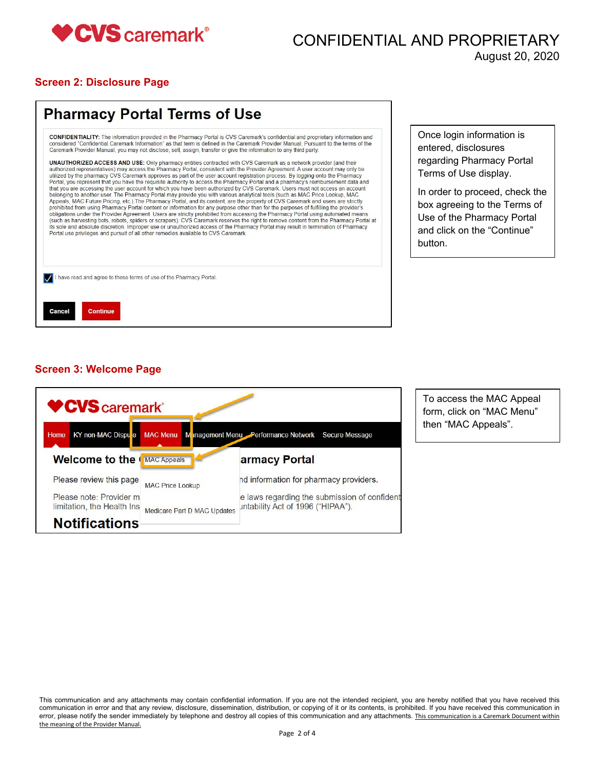## Screen 2: Disclosure Page

# Pharmacy Portal Terms of Use

**CONFIDENTIALITY:** The information provided in the Pharmacy Portal is CVS Caremark's confidential and proprietary information and considered "Confidential Caremark Information" as that term is defined in the Caremark Provider Manual. Pursuant to the terms of the Caremark Provider Manual, you may not disclose, sell, assign, transfer or give the information to any third party.

**UNAUTHORIZED ACCESS AND USE:** Only pharmacy entities contracted with CVS Caremark as a network provider (and their authorized representatives) may access the Pharmacy Portal, consistent with the Provider Agreement. A user account may only be utilized by the pharmacy CVS Caremark approves as part of the user account registration process. By logging onto the Pharmacy Portal, you represent that you have the requisite authority to access the Pharmacy Portal and a pharmacy's reimbursement data and that you are accessing the user account for which you have been authorized by CVS Caremark. Users must not access an account belonging to another user. The Pharmacy Portal may provide you with various analytical tools (such as MAC Price Lookup, MAC Appeals, MAC Future Pricing, etc.) The Pharmacy Portal, and its content, are the property of CVS Caremark and users are strictly prohibited from using Pharmacy Portal content or information for any purpose other than for the purposes of fulfilling the provider's obligations under the Provider Agreement. Users are strictly prohibited from accessing the Pharmacy Portal using automated means (such as harvesting bots, robots, spiders or scrapers). CVS Caremark reserves the right to remove content from the Pharmacy Portal at its sole and absolute discretion. Improper use or unauthorized access of the Pharmacy Portal may result in termination of Pharmacy Portal use privileges and pursuit of all other remedies available to CVS Caremark.

☑ I have read and agree to these terms of use of the Pharmacy Portal.

Cancel | Continue

Once login information is entered, disclosures regarding Pharmacy Portal Terms of Use display.

In order to proceed, check the box agreeing to the Terms of Use of the Pharmacy Portal and click on the "Continue" button.

## Screen 3: Welcome Page

Home | KY non-MAC Dispute | MAC Menu | Management Menu | Performance Network | Secure Message

- MAC Appeals
- MAC Price Lookup
- Medicare Part D MAC Updates

**Welcome to the ... armacy Portal**

Please review this page ... nd information for pharmacy providers.

Please note: Provider m... e laws regarding the submission of confident... limitation, the Health Ins... untability Act of 1996 ("HIPAA").

**Notifications**

To access the MAC Appeal form, click on "MAC Menu" then "MAC Appeals".

This communication and any attachments may contain confidential information. If you are not the intended recipient, you are hereby notified that you have received this communication in error and that any review, disclosure, dissemination, distribution, or copying of it or its contents, is prohibited. If you have received this communication in error, please notify the sender immediately by telephone and destroy all copies of this communication and any attachments. This communication is a Caremark Document within the meaning of the Provider Manual.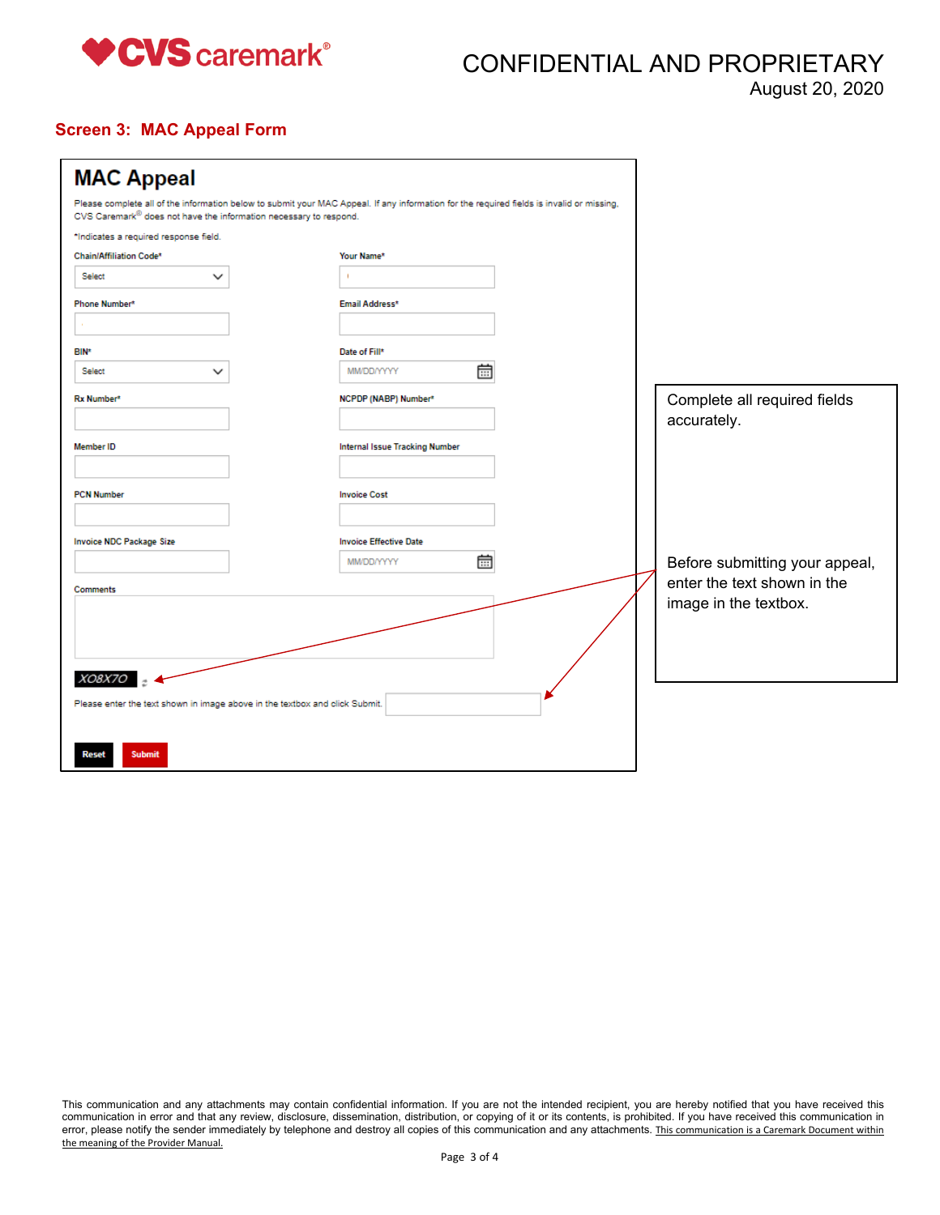## Screen 3: MAC Appeal Form

# MAC Appeal

Please complete all of the information below to submit your MAC Appeal. If any information for the required fields is invalid or missing, CVS Caremark® does not have the information necessary to respond.

*Indicates a required response field.

Chain/Affiliation Code* [Select]

Your Name*

Phone Number*

Email Address*

BIN* [Select]

Date of Fill* [MM/DD/YYYY]

Rx Number*

NCPDP (NABP) Number*

Member ID

Internal Issue Tracking Number

PCN Number

Invoice Cost

Invoice NDC Package Size

Invoice Effective Date [MM/DD/YYYY]

Comments

XO8X7O

Please enter the text shown in image above in the textbox and click Submit.

[Reset] [Submit]

Complete all required fields accurately.

Before submitting your appeal, enter the text shown in the image in the textbox.

This communication and any attachments may contain confidential information. If you are not the intended recipient, you are hereby notified that you have received this communication in error and that any review, disclosure, dissemination, distribution, or copying of it or its contents, is prohibited. If you have received this communication in error, please notify the sender immediately by telephone and destroy all copies of this communication and any attachments. This communication is a Caremark Document within the meaning of the Provider Manual.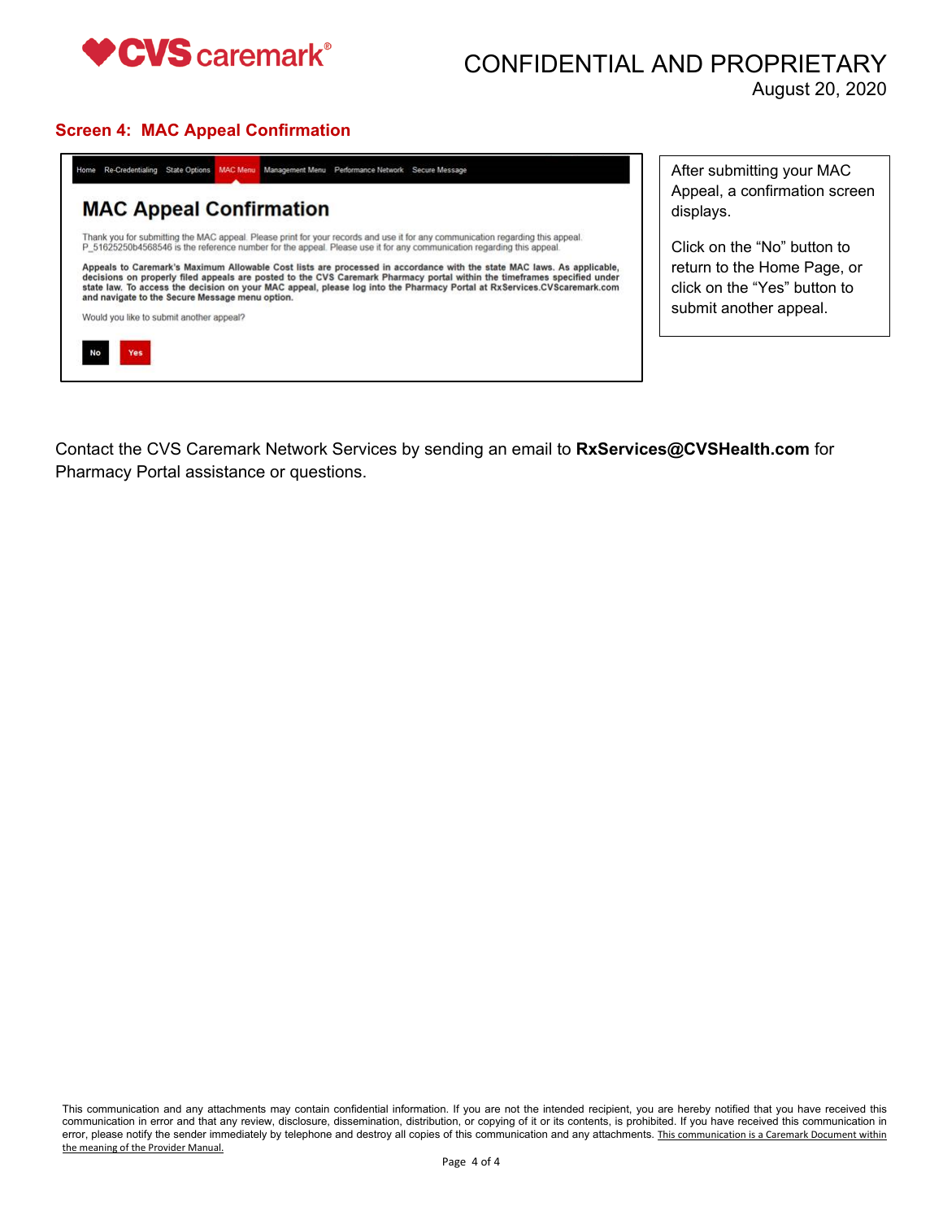## Screen 4: MAC Appeal Confirmation

Home Re-Credentialing State Options MAC Menu Management Menu Performance Network Secure Message

### MAC Appeal Confirmation

Thank you for submitting the MAC appeal. Please print for your records and use it for any communication regarding this appeal.
P_51625250b4568546 is the reference number for the appeal. Please use it for any communication regarding this appeal.

**Appeals to Caremark's Maximum Allowable Cost lists are processed in accordance with the state MAC laws. As applicable, decisions on properly filed appeals are posted to the CVS Caremark Pharmacy portal within the timeframes specified under state law. To access the decision on your MAC appeal, please log into the Pharmacy Portal at RxServices.CVScaremark.com and navigate to the Secure Message menu option.**

Would you like to submit another appeal?

No Yes

After submitting your MAC Appeal, a confirmation screen displays.

Click on the "No" button to return to the Home Page, or click on the "Yes" button to submit another appeal.

Contact the CVS Caremark Network Services by sending an email to **RxServices@CVSHealth.com** for Pharmacy Portal assistance or questions.

This communication and any attachments may contain confidential information. If you are not the intended recipient, you are hereby notified that you have received this communication in error and that any review, disclosure, dissemination, distribution, or copying of it or its contents, is prohibited. If you have received this communication in error, please notify the sender immediately by telephone and destroy all copies of this communication and any attachments. This communication is a Caremark Document within the meaning of the Provider Manual.